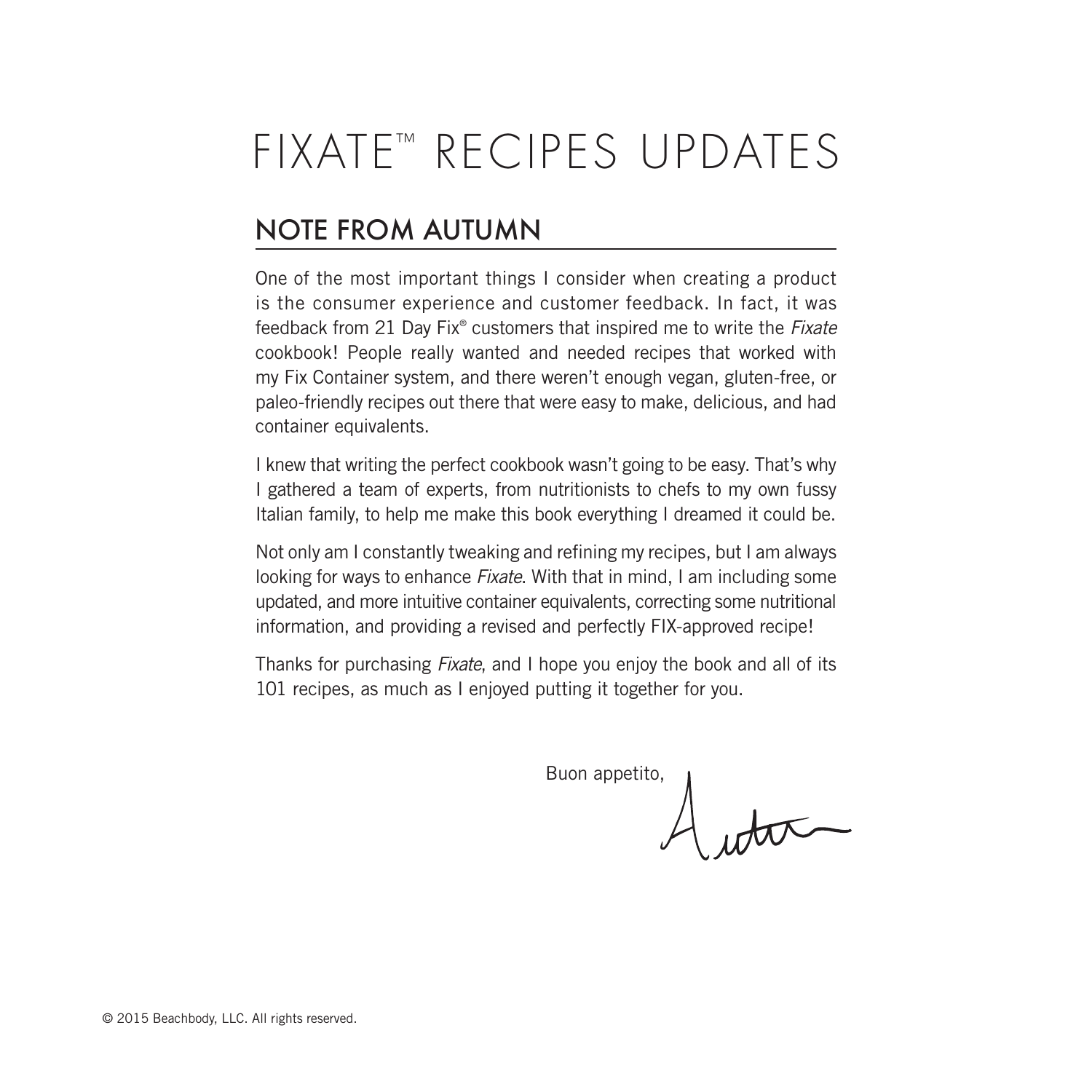# FIXATE™ RECIPES UPDATES

## NOTE FROM AUTUMN

One of the most important things I consider when creating a product is the consumer experience and customer feedback. In fact, it was feedback from 21 Day Fix® customers that inspired me to write the *Fixate* cookbook! People really wanted and needed recipes that worked with my Fix Container system, and there weren't enough vegan, gluten-free, or paleo-friendly recipes out there that were easy to make, delicious, and had container equivalents.

I knew that writing the perfect cookbook wasn't going to be easy. That's why I gathered a team of experts, from nutritionists to chefs to my own fussy Italian family, to help me make this book everything I dreamed it could be.

Not only am I constantly tweaking and refining my recipes, but I am always looking for ways to enhance *Fixate*. With that in mind, I am including some updated, and more intuitive container equivalents, correcting some nutritional information, and providing a revised and perfectly FIX-approved recipe!

Thanks for purchasing *Fixate*, and I hope you enjoy the book and all of its 101 recipes, as much as I enjoyed putting it together for you.

Buon appetito,

Autumn

© 2015 Beachbody, LLC. All rights reserved.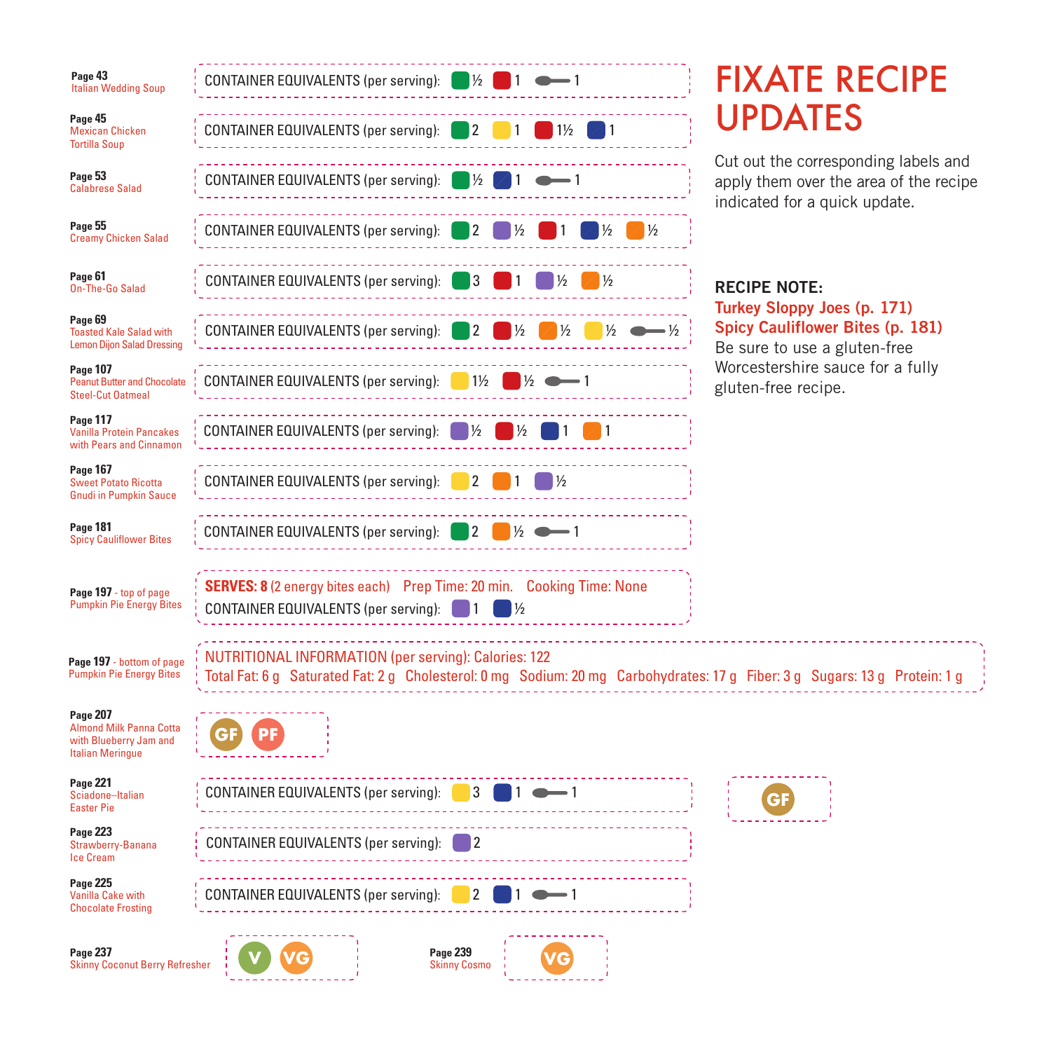# FIXATE RECIPE UPDATES

Cut out the corresponding labels and apply them over the area of the recipe indicated for a quick update.

**RECIPE NOTE:**

**Turkey Sloppy Joes (p. 171)**
**Spicy Cauliflower Bites (p. 181)**
Be sure to use a gluten-free Worcestershire sauce for a fully gluten-free recipe.

| Page | Recipe | Update |
|---|---|---|
| **Page 43** | Italian Wedding Soup | CONTAINER EQUIVALENTS (per serving): Green ½, Red 1, Teaspoon 1 |
| **Page 45** | Mexican Chicken Tortilla Soup | CONTAINER EQUIVALENTS (per serving): Green 2, Yellow 1, Red 1½, Blue 1 |
| **Page 53** | Calabrese Salad | CONTAINER EQUIVALENTS (per serving): Green ½, Blue 1, Teaspoon 1 |
| **Page 55** | Creamy Chicken Salad | CONTAINER EQUIVALENTS (per serving): Green 2, Purple ½, Red 1, Blue ½, Orange ½ |
| **Page 61** | On-The-Go Salad | CONTAINER EQUIVALENTS (per serving): Green 3, Red 1, Purple ½, Orange ½ |
| **Page 69** | Toasted Kale Salad with Lemon Dijon Salad Dressing | CONTAINER EQUIVALENTS (per serving): Green 2, Red ½, Orange ½, Yellow ½, Teaspoon ½ |
| **Page 107** | Peanut Butter and Chocolate Steel-Cut Oatmeal | CONTAINER EQUIVALENTS (per serving): Yellow 1½, Red ½, Teaspoon 1 |
| **Page 117** | Vanilla Protein Pancakes with Pears and Cinnamon | CONTAINER EQUIVALENTS (per serving): Purple ½, Red ½, Blue 1, Orange 1 |
| **Page 167** | Sweet Potato Ricotta Gnudi in Pumpkin Sauce | CONTAINER EQUIVALENTS (per serving): Yellow 2, Orange 1, Purple ½ |
| **Page 181** | Spicy Cauliflower Bites | CONTAINER EQUIVALENTS (per serving): Green 2, Orange ½, Teaspoon 1 |
| **Page 197** - top of page | Pumpkin Pie Energy Bites | **SERVES: 8** (2 energy bites each) Prep Time: 20 min. Cooking Time: None<br>CONTAINER EQUIVALENTS (per serving): Purple 1, Blue ½ |
| **Page 197** - bottom of page | Pumpkin Pie Energy Bites | NUTRITIONAL INFORMATION (per serving): Calories: 122<br>Total Fat: 6 g Saturated Fat: 2 g Cholesterol: 0 mg Sodium: 20 mg Carbohydrates: 17 g Fiber: 3 g Sugars: 13 g Protein: 1 g |
| **Page 207** | Almond Milk Panna Cotta with Blueberry Jam and Italian Meringue | GF PF |
| **Page 221** | Sciadone–Italian Easter Pie | CONTAINER EQUIVALENTS (per serving): Yellow 3, Blue 1, Teaspoon 1<br>GF |
| **Page 223** | Strawberry-Banana Ice Cream | CONTAINER EQUIVALENTS (per serving): Purple 2 |
| **Page 225** | Vanilla Cake with Chocolate Frosting | CONTAINER EQUIVALENTS (per serving): Yellow 2, Blue 1, Teaspoon 1 |
| **Page 237** | Skinny Coconut Berry Refresher | V VG |
| **Page 239** | Skinny Cosmo | VG |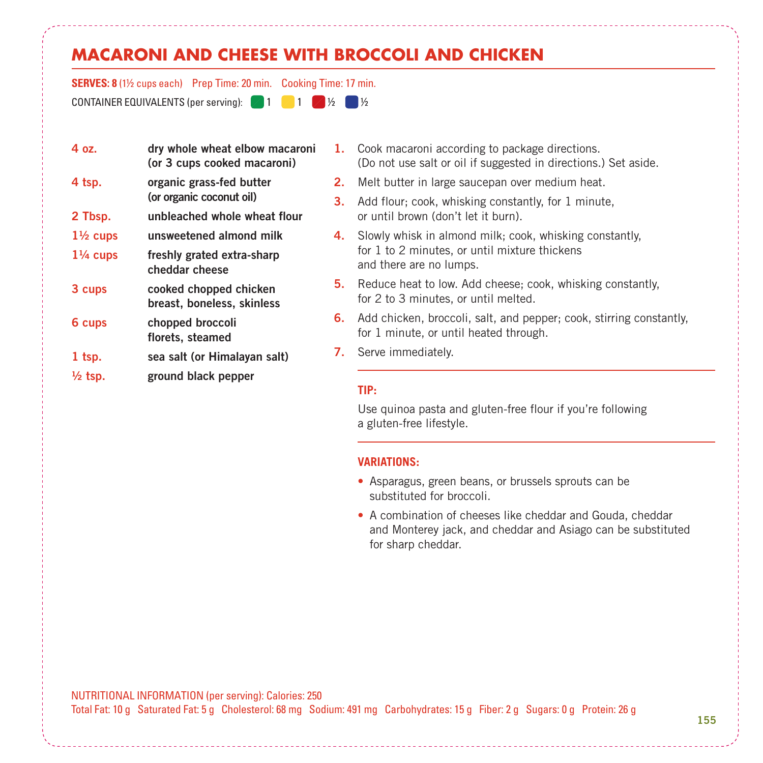# MACARONI AND CHEESE WITH BROCCOLI AND CHICKEN

**SERVES: 8** (1½ cups each) Prep Time: 20 min. Cooking Time: 17 min.

CONTAINER EQUIVALENTS (per serving): 1 1 ½ ½

| | |
|---|---|
| 4 oz. | **dry whole wheat elbow macaroni (or 3 cups cooked macaroni)** |
| 4 tsp. | **organic grass-fed butter (or organic coconut oil)** |
| 2 Tbsp. | **unbleached whole wheat flour** |
| 1½ cups | **unsweetened almond milk** |
| 1¼ cups | **freshly grated extra-sharp cheddar cheese** |
| 3 cups | **cooked chopped chicken breast, boneless, skinless** |
| 6 cups | **chopped broccoli florets, steamed** |
| 1 tsp. | **sea salt (or Himalayan salt)** |
| ½ tsp. | **ground black pepper** |

1. Cook macaroni according to package directions. (Do not use salt or oil if suggested in directions.) Set aside.
2. Melt butter in large saucepan over medium heat.
3. Add flour; cook, whisking constantly, for 1 minute, or until brown (don't let it burn).
4. Slowly whisk in almond milk; cook, whisking constantly, for 1 to 2 minutes, or until mixture thickens and there are no lumps.
5. Reduce heat to low. Add cheese; cook, whisking constantly, for 2 to 3 minutes, or until melted.
6. Add chicken, broccoli, salt, and pepper; cook, stirring constantly, for 1 minute, or until heated through.
7. Serve immediately.

**TIP:**

Use quinoa pasta and gluten-free flour if you're following a gluten-free lifestyle.

**VARIATIONS:**

- Asparagus, green beans, or brussels sprouts can be substituted for broccoli.
- A combination of cheeses like cheddar and Gouda, cheddar and Monterey jack, and cheddar and Asiago can be substituted for sharp cheddar.

NUTRITIONAL INFORMATION (per serving): Calories: 250
Total Fat: 10 g Saturated Fat: 5 g Cholesterol: 68 mg Sodium: 491 mg Carbohydrates: 15 g Fiber: 2 g Sugars: 0 g Protein: 26 g